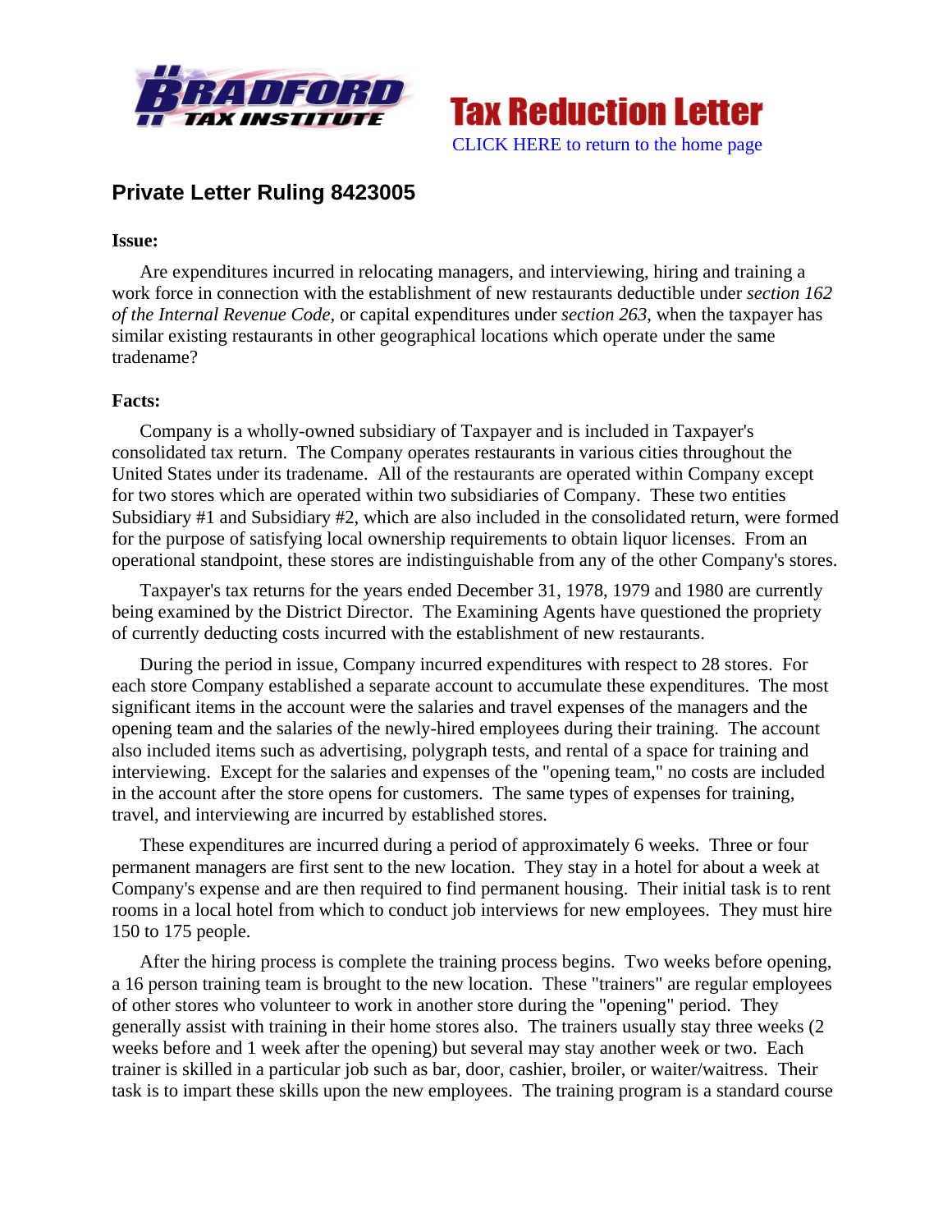# Tax Reduction Letter

CLICK HERE to return to the home page

## Private Letter Ruling 8423005

**Issue:**

Are expenditures incurred in relocating managers, and interviewing, hiring and training a work force in connection with the establishment of new restaurants deductible under *section 162 of the Internal Revenue Code*, or capital expenditures under *section 263*, when the taxpayer has similar existing restaurants in other geographical locations which operate under the same tradename?

**Facts:**

Company is a wholly-owned subsidiary of Taxpayer and is included in Taxpayer's consolidated tax return. The Company operates restaurants in various cities throughout the United States under its tradename. All of the restaurants are operated within Company except for two stores which are operated within two subsidiaries of Company. These two entities Subsidiary #1 and Subsidiary #2, which are also included in the consolidated return, were formed for the purpose of satisfying local ownership requirements to obtain liquor licenses. From an operational standpoint, these stores are indistinguishable from any of the other Company's stores.

Taxpayer's tax returns for the years ended December 31, 1978, 1979 and 1980 are currently being examined by the District Director. The Examining Agents have questioned the propriety of currently deducting costs incurred with the establishment of new restaurants.

During the period in issue, Company incurred expenditures with respect to 28 stores. For each store Company established a separate account to accumulate these expenditures. The most significant items in the account were the salaries and travel expenses of the managers and the opening team and the salaries of the newly-hired employees during their training. The account also included items such as advertising, polygraph tests, and rental of a space for training and interviewing. Except for the salaries and expenses of the "opening team," no costs are included in the account after the store opens for customers. The same types of expenses for training, travel, and interviewing are incurred by established stores.

These expenditures are incurred during a period of approximately 6 weeks. Three or four permanent managers are first sent to the new location. They stay in a hotel for about a week at Company's expense and are then required to find permanent housing. Their initial task is to rent rooms in a local hotel from which to conduct job interviews for new employees. They must hire 150 to 175 people.

After the hiring process is complete the training process begins. Two weeks before opening, a 16 person training team is brought to the new location. These "trainers" are regular employees of other stores who volunteer to work in another store during the "opening" period. They generally assist with training in their home stores also. The trainers usually stay three weeks (2 weeks before and 1 week after the opening) but several may stay another week or two. Each trainer is skilled in a particular job such as bar, door, cashier, broiler, or waiter/waitress. Their task is to impart these skills upon the new employees. The training program is a standard course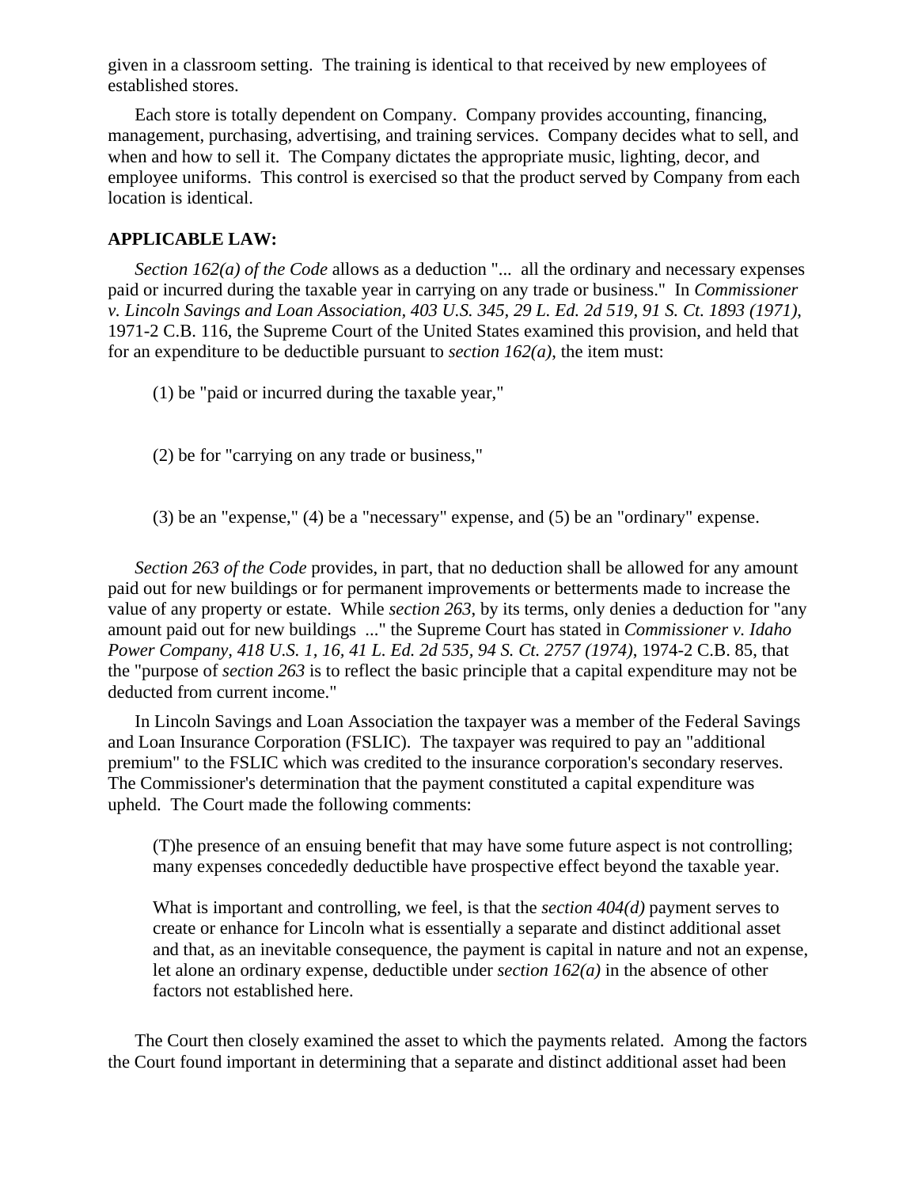given in a classroom setting. The training is identical to that received by new employees of established stores.

Each store is totally dependent on Company. Company provides accounting, financing, management, purchasing, advertising, and training services. Company decides what to sell, and when and how to sell it. The Company dictates the appropriate music, lighting, decor, and employee uniforms. This control is exercised so that the product served by Company from each location is identical.

**APPLICABLE LAW:**

*Section 162(a) of the Code* allows as a deduction "... all the ordinary and necessary expenses paid or incurred during the taxable year in carrying on any trade or business." In *Commissioner v. Lincoln Savings and Loan Association, 403 U.S. 345, 29 L. Ed. 2d 519, 91 S. Ct. 1893 (1971)*, 1971-2 C.B. 116, the Supreme Court of the United States examined this provision, and held that for an expenditure to be deductible pursuant to *section 162(a)*, the item must:

(1) be "paid or incurred during the taxable year,"

(2) be for "carrying on any trade or business,"

(3) be an "expense," (4) be a "necessary" expense, and (5) be an "ordinary" expense.

*Section 263 of the Code* provides, in part, that no deduction shall be allowed for any amount paid out for new buildings or for permanent improvements or betterments made to increase the value of any property or estate. While *section 263*, by its terms, only denies a deduction for "any amount paid out for new buildings ..." the Supreme Court has stated in *Commissioner v. Idaho Power Company, 418 U.S. 1, 16, 41 L. Ed. 2d 535, 94 S. Ct. 2757 (1974)*, 1974-2 C.B. 85, that the "purpose of *section 263* is to reflect the basic principle that a capital expenditure may not be deducted from current income."

In Lincoln Savings and Loan Association the taxpayer was a member of the Federal Savings and Loan Insurance Corporation (FSLIC). The taxpayer was required to pay an "additional premium" to the FSLIC which was credited to the insurance corporation's secondary reserves. The Commissioner's determination that the payment constituted a capital expenditure was upheld. The Court made the following comments:

> (T)he presence of an ensuing benefit that may have some future aspect is not controlling; many expenses concededly deductible have prospective effect beyond the taxable year.
>
> What is important and controlling, we feel, is that the *section 404(d)* payment serves to create or enhance for Lincoln what is essentially a separate and distinct additional asset and that, as an inevitable consequence, the payment is capital in nature and not an expense, let alone an ordinary expense, deductible under *section 162(a)* in the absence of other factors not established here.

The Court then closely examined the asset to which the payments related. Among the factors the Court found important in determining that a separate and distinct additional asset had been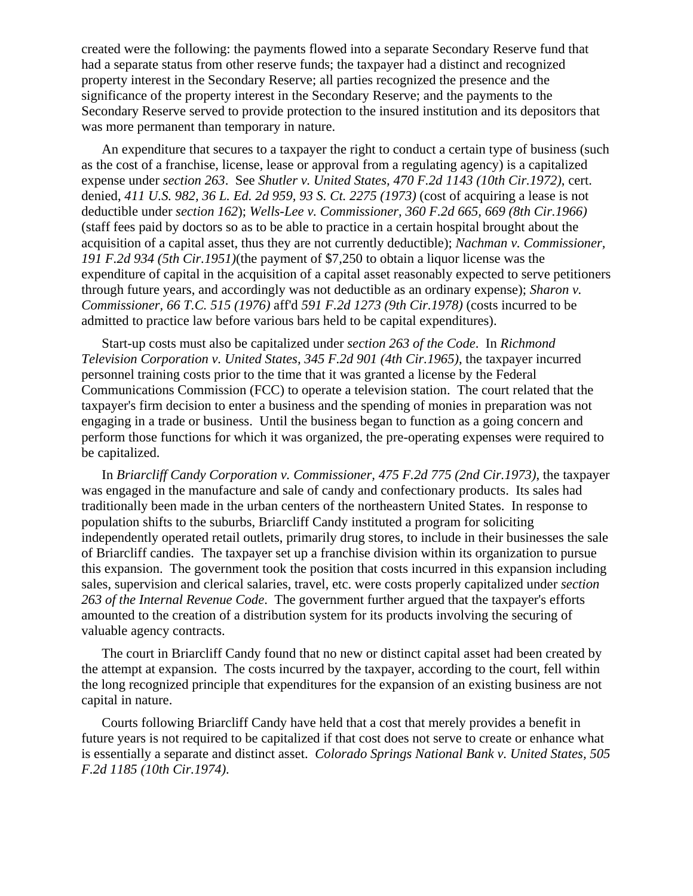created were the following: the payments flowed into a separate Secondary Reserve fund that had a separate status from other reserve funds; the taxpayer had a distinct and recognized property interest in the Secondary Reserve; all parties recognized the presence and the significance of the property interest in the Secondary Reserve; and the payments to the Secondary Reserve served to provide protection to the insured institution and its depositors that was more permanent than temporary in nature.

An expenditure that secures to a taxpayer the right to conduct a certain type of business (such as the cost of a franchise, license, lease or approval from a regulating agency) is a capitalized expense under *section 263*. See *Shutler v. United States, 470 F.2d 1143 (10th Cir.1972)*, cert. denied, *411 U.S. 982, 36 L. Ed. 2d 959, 93 S. Ct. 2275 (1973)* (cost of acquiring a lease is not deductible under *section 162*); *Wells-Lee v. Commissioner, 360 F.2d 665, 669 (8th Cir.1966)* (staff fees paid by doctors so as to be able to practice in a certain hospital brought about the acquisition of a capital asset, thus they are not currently deductible); *Nachman v. Commissioner, 191 F.2d 934 (5th Cir.1951)*(the payment of $7,250 to obtain a liquor license was the expenditure of capital in the acquisition of a capital asset reasonably expected to serve petitioners through future years, and accordingly was not deductible as an ordinary expense); *Sharon v. Commissioner, 66 T.C. 515 (1976)* aff'd *591 F.2d 1273 (9th Cir.1978)* (costs incurred to be admitted to practice law before various bars held to be capital expenditures).

Start-up costs must also be capitalized under *section 263 of the Code*. In *Richmond Television Corporation v. United States, 345 F.2d 901 (4th Cir.1965)*, the taxpayer incurred personnel training costs prior to the time that it was granted a license by the Federal Communications Commission (FCC) to operate a television station. The court related that the taxpayer's firm decision to enter a business and the spending of monies in preparation was not engaging in a trade or business. Until the business began to function as a going concern and perform those functions for which it was organized, the pre-operating expenses were required to be capitalized.

In *Briarcliff Candy Corporation v. Commissioner, 475 F.2d 775 (2nd Cir.1973)*, the taxpayer was engaged in the manufacture and sale of candy and confectionary products. Its sales had traditionally been made in the urban centers of the northeastern United States. In response to population shifts to the suburbs, Briarcliff Candy instituted a program for soliciting independently operated retail outlets, primarily drug stores, to include in their businesses the sale of Briarcliff candies. The taxpayer set up a franchise division within its organization to pursue this expansion. The government took the position that costs incurred in this expansion including sales, supervision and clerical salaries, travel, etc. were costs properly capitalized under *section 263 of the Internal Revenue Code*. The government further argued that the taxpayer's efforts amounted to the creation of a distribution system for its products involving the securing of valuable agency contracts.

The court in Briarcliff Candy found that no new or distinct capital asset had been created by the attempt at expansion. The costs incurred by the taxpayer, according to the court, fell within the long recognized principle that expenditures for the expansion of an existing business are not capital in nature.

Courts following Briarcliff Candy have held that a cost that merely provides a benefit in future years is not required to be capitalized if that cost does not serve to create or enhance what is essentially a separate and distinct asset. *Colorado Springs National Bank v. United States, 505 F.2d 1185 (10th Cir.1974)*.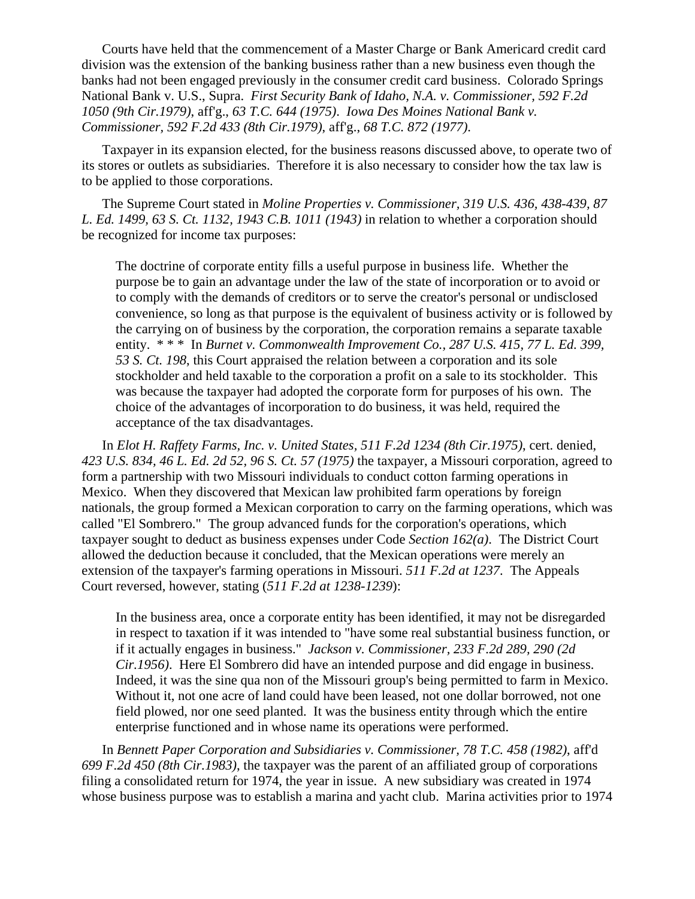Courts have held that the commencement of a Master Charge or Bank Americard credit card division was the extension of the banking business rather than a new business even though the banks had not been engaged previously in the consumer credit card business. Colorado Springs National Bank v. U.S., Supra. *First Security Bank of Idaho, N.A. v. Commissioner, 592 F.2d 1050 (9th Cir.1979)*, aff'g., *63 T.C. 644 (1975)*. *Iowa Des Moines National Bank v. Commissioner, 592 F.2d 433 (8th Cir.1979)*, aff'g., *68 T.C. 872 (1977)*.

Taxpayer in its expansion elected, for the business reasons discussed above, to operate two of its stores or outlets as subsidiaries. Therefore it is also necessary to consider how the tax law is to be applied to those corporations.

The Supreme Court stated in *Moline Properties v. Commissioner, 319 U.S. 436, 438-439, 87 L. Ed. 1499, 63 S. Ct. 1132, 1943 C.B. 1011 (1943)* in relation to whether a corporation should be recognized for income tax purposes:

> The doctrine of corporate entity fills a useful purpose in business life. Whether the purpose be to gain an advantage under the law of the state of incorporation or to avoid or to comply with the demands of creditors or to serve the creator's personal or undisclosed convenience, so long as that purpose is the equivalent of business activity or is followed by the carrying on of business by the corporation, the corporation remains a separate taxable entity. * * * In *Burnet v. Commonwealth Improvement Co., 287 U.S. 415, 77 L. Ed. 399, 53 S. Ct. 198*, this Court appraised the relation between a corporation and its sole stockholder and held taxable to the corporation a profit on a sale to its stockholder. This was because the taxpayer had adopted the corporate form for purposes of his own. The choice of the advantages of incorporation to do business, it was held, required the acceptance of the tax disadvantages.

In *Elot H. Raffety Farms, Inc. v. United States, 511 F.2d 1234 (8th Cir.1975)*, cert. denied, *423 U.S. 834, 46 L. Ed. 2d 52, 96 S. Ct. 57 (1975)* the taxpayer, a Missouri corporation, agreed to form a partnership with two Missouri individuals to conduct cotton farming operations in Mexico. When they discovered that Mexican law prohibited farm operations by foreign nationals, the group formed a Mexican corporation to carry on the farming operations, which was called "El Sombrero." The group advanced funds for the corporation's operations, which taxpayer sought to deduct as business expenses under Code *Section 162(a)*. The District Court allowed the deduction because it concluded, that the Mexican operations were merely an extension of the taxpayer's farming operations in Missouri. *511 F.2d at 1237*. The Appeals Court reversed, however, stating (*511 F.2d at 1238-1239*):

> In the business area, once a corporate entity has been identified, it may not be disregarded in respect to taxation if it was intended to "have some real substantial business function, or if it actually engages in business." *Jackson v. Commissioner, 233 F.2d 289, 290 (2d Cir.1956)*. Here El Sombrero did have an intended purpose and did engage in business. Indeed, it was the sine qua non of the Missouri group's being permitted to farm in Mexico. Without it, not one acre of land could have been leased, not one dollar borrowed, not one field plowed, nor one seed planted. It was the business entity through which the entire enterprise functioned and in whose name its operations were performed.

In *Bennett Paper Corporation and Subsidiaries v. Commissioner, 78 T.C. 458 (1982)*, aff'd *699 F.2d 450 (8th Cir.1983)*, the taxpayer was the parent of an affiliated group of corporations filing a consolidated return for 1974, the year in issue. A new subsidiary was created in 1974 whose business purpose was to establish a marina and yacht club. Marina activities prior to 1974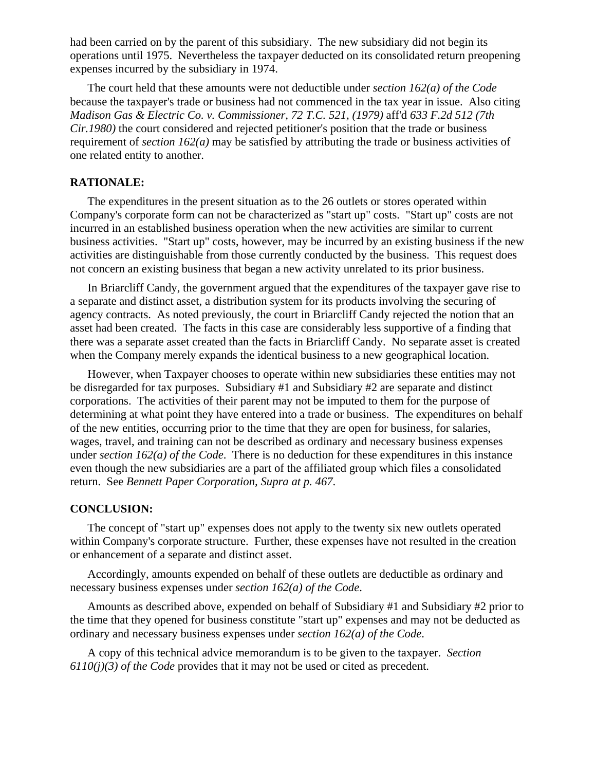had been carried on by the parent of this subsidiary. The new subsidiary did not begin its operations until 1975. Nevertheless the taxpayer deducted on its consolidated return preopening expenses incurred by the subsidiary in 1974.

The court held that these amounts were not deductible under *section 162(a) of the Code* because the taxpayer's trade or business had not commenced in the tax year in issue. Also citing *Madison Gas & Electric Co. v. Commissioner, 72 T.C. 521, (1979)* aff'd *633 F.2d 512 (7th Cir.1980)* the court considered and rejected petitioner's position that the trade or business requirement of *section 162(a)* may be satisfied by attributing the trade or business activities of one related entity to another.

**RATIONALE:**

The expenditures in the present situation as to the 26 outlets or stores operated within Company's corporate form can not be characterized as "start up" costs. "Start up" costs are not incurred in an established business operation when the new activities are similar to current business activities. "Start up" costs, however, may be incurred by an existing business if the new activities are distinguishable from those currently conducted by the business. This request does not concern an existing business that began a new activity unrelated to its prior business.

In Briarcliff Candy, the government argued that the expenditures of the taxpayer gave rise to a separate and distinct asset, a distribution system for its products involving the securing of agency contracts. As noted previously, the court in Briarcliff Candy rejected the notion that an asset had been created. The facts in this case are considerably less supportive of a finding that there was a separate asset created than the facts in Briarcliff Candy. No separate asset is created when the Company merely expands the identical business to a new geographical location.

However, when Taxpayer chooses to operate within new subsidiaries these entities may not be disregarded for tax purposes. Subsidiary #1 and Subsidiary #2 are separate and distinct corporations. The activities of their parent may not be imputed to them for the purpose of determining at what point they have entered into a trade or business. The expenditures on behalf of the new entities, occurring prior to the time that they are open for business, for salaries, wages, travel, and training can not be described as ordinary and necessary business expenses under *section 162(a) of the Code*. There is no deduction for these expenditures in this instance even though the new subsidiaries are a part of the affiliated group which files a consolidated return. See *Bennett Paper Corporation, Supra at p. 467*.

**CONCLUSION:**

The concept of "start up" expenses does not apply to the twenty six new outlets operated within Company's corporate structure. Further, these expenses have not resulted in the creation or enhancement of a separate and distinct asset.

Accordingly, amounts expended on behalf of these outlets are deductible as ordinary and necessary business expenses under *section 162(a) of the Code*.

Amounts as described above, expended on behalf of Subsidiary #1 and Subsidiary #2 prior to the time that they opened for business constitute "start up" expenses and may not be deducted as ordinary and necessary business expenses under *section 162(a) of the Code*.

A copy of this technical advice memorandum is to be given to the taxpayer. *Section 6110(j)(3) of the Code* provides that it may not be used or cited as precedent.